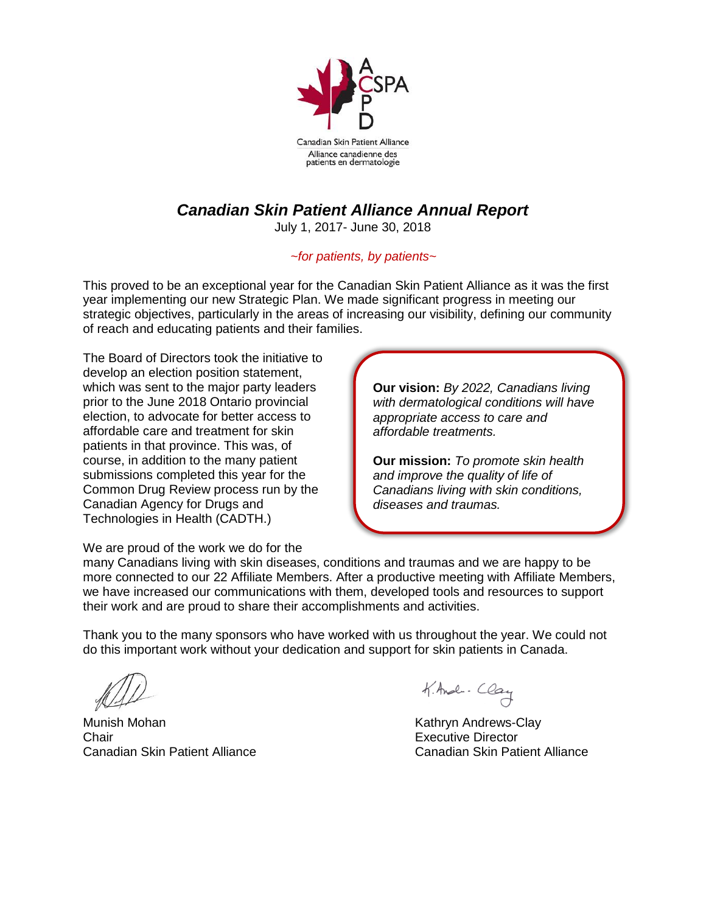Canadian Skin Patient Alliance

Alliance canadienne des patients en dermatologie

# *Canadian Skin Patient Alliance Annual Report*

July 1, 2017- June 30, 2018

*~for patients, by patients~*

This proved to be an exceptional year for the Canadian Skin Patient Alliance as it was the first year implementing our new Strategic Plan. We made significant progress in meeting our strategic objectives, particularly in the areas of increasing our visibility, defining our community of reach and educating patients and their families.

The Board of Directors took the initiative to develop an election position statement, which was sent to the major party leaders prior to the June 2018 Ontario provincial election, to advocate for better access to affordable care and treatment for skin patients in that province. This was, of course, in addition to the many patient submissions completed this year for the Common Drug Review process run by the Canadian Agency for Drugs and Technologies in Health (CADTH.)

**Our vision:** *By 2022, Canadians living with dermatological conditions will have appropriate access to care and affordable treatments.*

**Our mission:** *To promote skin health and improve the quality of life of Canadians living with skin conditions, diseases and traumas.*

We are proud of the work we do for the many Canadians living with skin diseases, conditions and traumas and we are happy to be more connected to our 22 Affiliate Members. After a productive meeting with Affiliate Members, we have increased our communications with them, developed tools and resources to support their work and are proud to share their accomplishments and activities.

Thank you to the many sponsors who have worked with us throughout the year. We could not do this important work without your dedication and support for skin patients in Canada.

Munish Mohan
Chair
Canadian Skin Patient Alliance

Kathryn Andrews-Clay
Executive Director
Canadian Skin Patient Alliance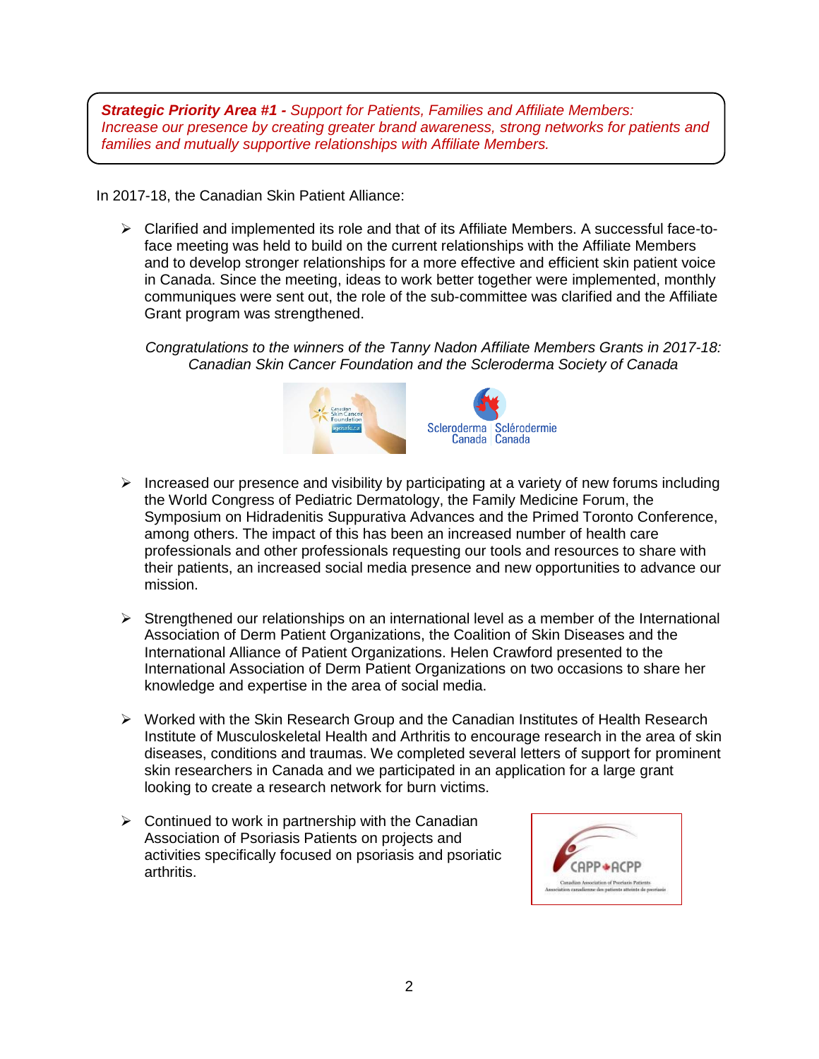***Strategic Priority Area #1 -*** *Support for Patients, Families and Affiliate Members: Increase our presence by creating greater brand awareness, strong networks for patients and families and mutually supportive relationships with Affiliate Members.*

In 2017-18, the Canadian Skin Patient Alliance:

- Clarified and implemented its role and that of its Affiliate Members. A successful face-to-face meeting was held to build on the current relationships with the Affiliate Members and to develop stronger relationships for a more effective and efficient skin patient voice in Canada. Since the meeting, ideas to work better together were implemented, monthly communiques were sent out, the role of the sub-committee was clarified and the Affiliate Grant program was strengthened.

  *Congratulations to the winners of the Tanny Nadon Affiliate Members Grants in 2017-18: Canadian Skin Cancer Foundation and the Scleroderma Society of Canada*

- Increased our presence and visibility by participating at a variety of new forums including the World Congress of Pediatric Dermatology, the Family Medicine Forum, the Symposium on Hidradenitis Suppurativa Advances and the Primed Toronto Conference, among others. The impact of this has been an increased number of health care professionals and other professionals requesting our tools and resources to share with their patients, an increased social media presence and new opportunities to advance our mission.

- Strengthened our relationships on an international level as a member of the International Association of Derm Patient Organizations, the Coalition of Skin Diseases and the International Alliance of Patient Organizations. Helen Crawford presented to the International Association of Derm Patient Organizations on two occasions to share her knowledge and expertise in the area of social media.

- Worked with the Skin Research Group and the Canadian Institutes of Health Research Institute of Musculoskeletal Health and Arthritis to encourage research in the area of skin diseases, conditions and traumas. We completed several letters of support for prominent skin researchers in Canada and we participated in an application for a large grant looking to create a research network for burn victims.

- Continued to work in partnership with the Canadian Association of Psoriasis Patients on projects and activities specifically focused on psoriasis and psoriatic arthritis.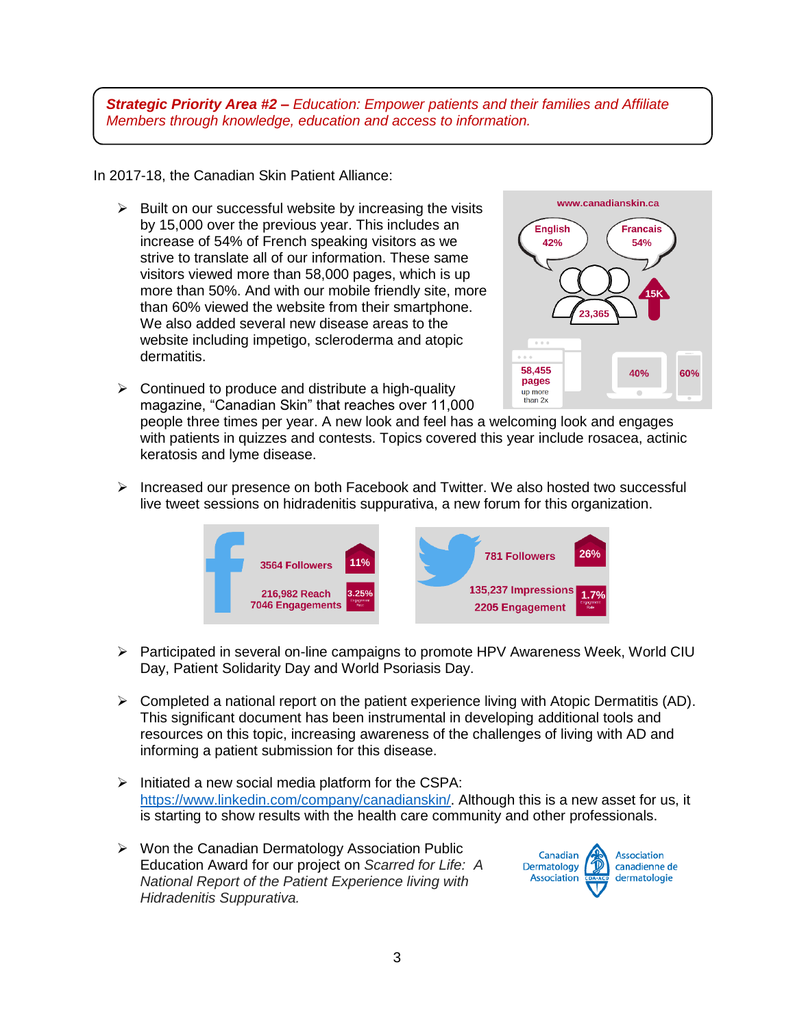***Strategic Priority Area #2 –*** *Education: Empower patients and their families and Affiliate Members through knowledge, education and access to information.*

In 2017-18, the Canadian Skin Patient Alliance:

- Built on our successful website by increasing the visits by 15,000 over the previous year. This includes an increase of 54% of French speaking visitors as we strive to translate all of our information. These same visitors viewed more than 58,000 pages, which is up more than 50%. And with our mobile friendly site, more than 60% viewed the website from their smartphone. We also added several new disease areas to the website including impetigo, scleroderma and atopic dermatitis.

www.canadianskin.ca
English 42% | Francais 54% | 23,365 | 15K | 58,455 pages up more than 2x | 40% | 60%

- Continued to produce and distribute a high-quality magazine, "Canadian Skin" that reaches over 11,000 people three times per year. A new look and feel has a welcoming look and engages with patients in quizzes and contests. Topics covered this year include rosacea, actinic keratosis and lyme disease.

- Increased our presence on both Facebook and Twitter. We also hosted two successful live tweet sessions on hidradenitis suppurativa, a new forum for this organization.

3564 Followers 11% | 216,982 Reach 7046 Engagements 3.25%

781 Followers 26% | 135,237 Impressions 2205 Engagement 1.7%

- Participated in several on-line campaigns to promote HPV Awareness Week, World CIU Day, Patient Solidarity Day and World Psoriasis Day.

- Completed a national report on the patient experience living with Atopic Dermatitis (AD). This significant document has been instrumental in developing additional tools and resources on this topic, increasing awareness of the challenges of living with AD and informing a patient submission for this disease.

- Initiated a new social media platform for the CSPA: [https://www.linkedin.com/company/canadianskin/](https://www.linkedin.com/company/canadianskin/). Although this is a new asset for us, it is starting to show results with the health care community and other professionals.

- Won the Canadian Dermatology Association Public Education Award for our project on *Scarred for Life: A National Report of the Patient Experience living with Hidradenitis Suppurativa.*

Canadian Dermatology Association | Association canadienne de dermatologie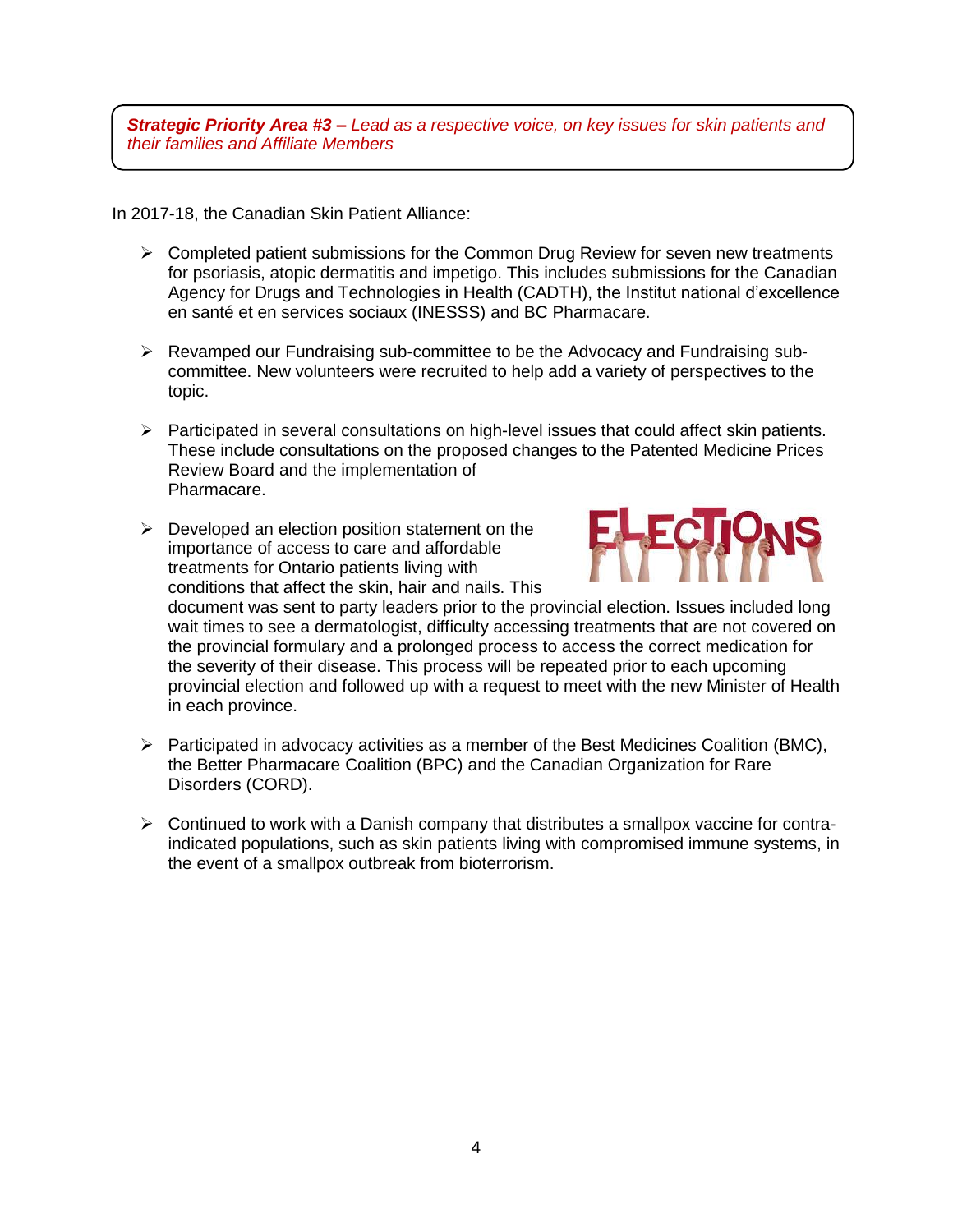***Strategic Priority Area #3 –** Lead as a respective voice, on key issues for skin patients and their families and Affiliate Members*

In 2017-18, the Canadian Skin Patient Alliance:

- Completed patient submissions for the Common Drug Review for seven new treatments for psoriasis, atopic dermatitis and impetigo. This includes submissions for the Canadian Agency for Drugs and Technologies in Health (CADTH), the Institut national d'excellence en santé et en services sociaux (INESSS) and BC Pharmacare.

- Revamped our Fundraising sub-committee to be the Advocacy and Fundraising sub-committee. New volunteers were recruited to help add a variety of perspectives to the topic.

- Participated in several consultations on high-level issues that could affect skin patients. These include consultations on the proposed changes to the Patented Medicine Prices Review Board and the implementation of Pharmacare.

- Developed an election position statement on the importance of access to care and affordable treatments for Ontario patients living with conditions that affect the skin, hair and nails. This document was sent to party leaders prior to the provincial election. Issues included long wait times to see a dermatologist, difficulty accessing treatments that are not covered on the provincial formulary and a prolonged process to access the correct medication for the severity of their disease. This process will be repeated prior to each upcoming provincial election and followed up with a request to meet with the new Minister of Health in each province.

- Participated in advocacy activities as a member of the Best Medicines Coalition (BMC), the Better Pharmacare Coalition (BPC) and the Canadian Organization for Rare Disorders (CORD).

- Continued to work with a Danish company that distributes a smallpox vaccine for contra-indicated populations, such as skin patients living with compromised immune systems, in the event of a smallpox outbreak from bioterrorism.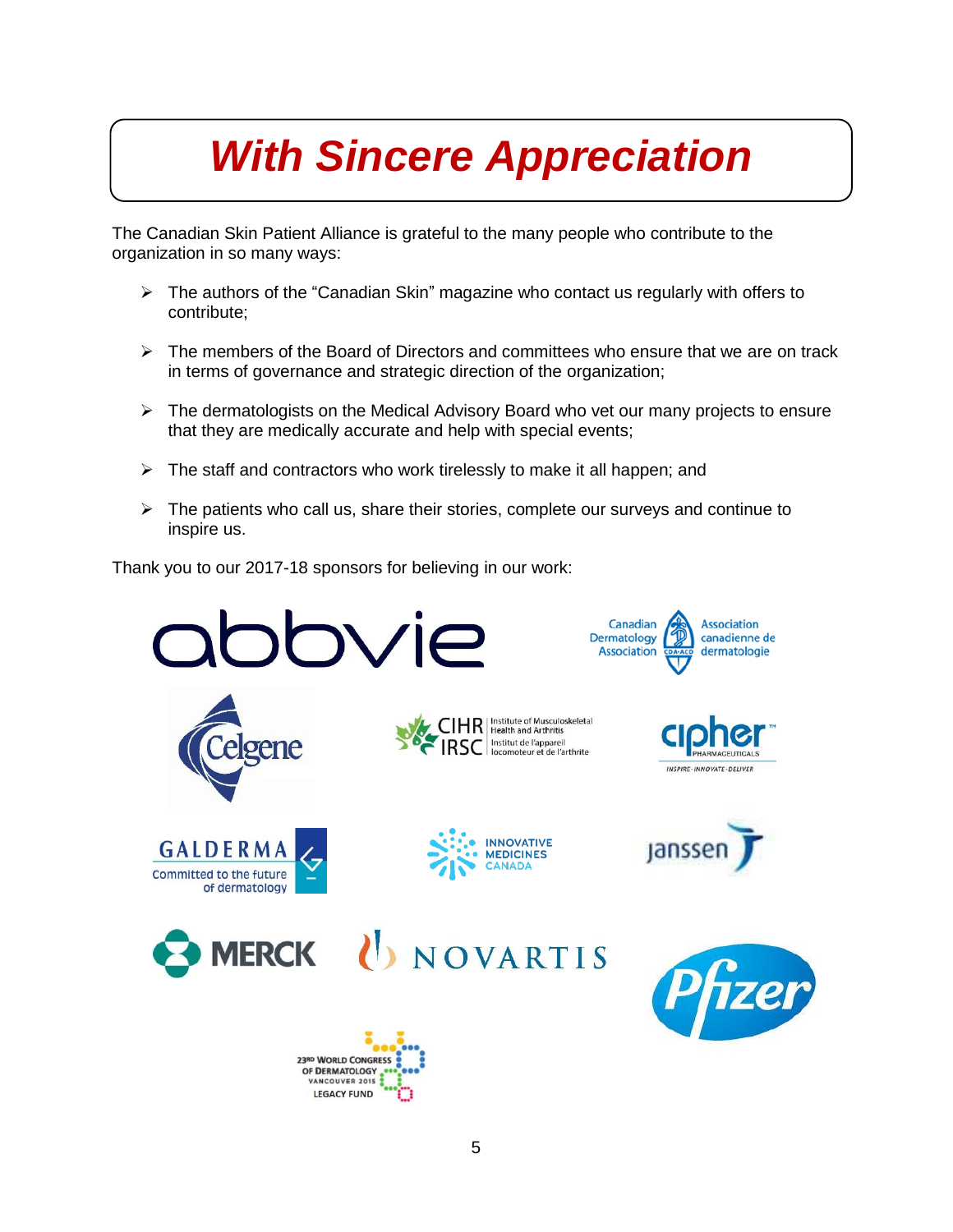# *With Sincere Appreciation*

The Canadian Skin Patient Alliance is grateful to the many people who contribute to the organization in so many ways:

- The authors of the “Canadian Skin” magazine who contact us regularly with offers to contribute;
- The members of the Board of Directors and committees who ensure that we are on track in terms of governance and strategic direction of the organization;
- The dermatologists on the Medical Advisory Board who vet our many projects to ensure that they are medically accurate and help with special events;
- The staff and contractors who work tirelessly to make it all happen; and
- The patients who call us, share their stories, complete our surveys and continue to inspire us.

Thank you to our 2017-18 sponsors for believing in our work:

abbvie

Canadian Dermatology Association / Association canadienne de dermatologie

Celgene

CIHR IRSC Institute of Musculoskeletal Health and Arthritis / Institut de l'appareil locomoteur et de l'arthrite

cipher PHARMACEUTICALS INSPIRE·INNOVATE·DELIVER

GALDERMA Committed to the future of dermatology

INNOVATIVE MEDICINES CANADA

janssen

MERCK

NOVARTIS

Pfizer

23RD WORLD CONGRESS OF DERMATOLOGY VANCOUVER 2015 LEGACY FUND